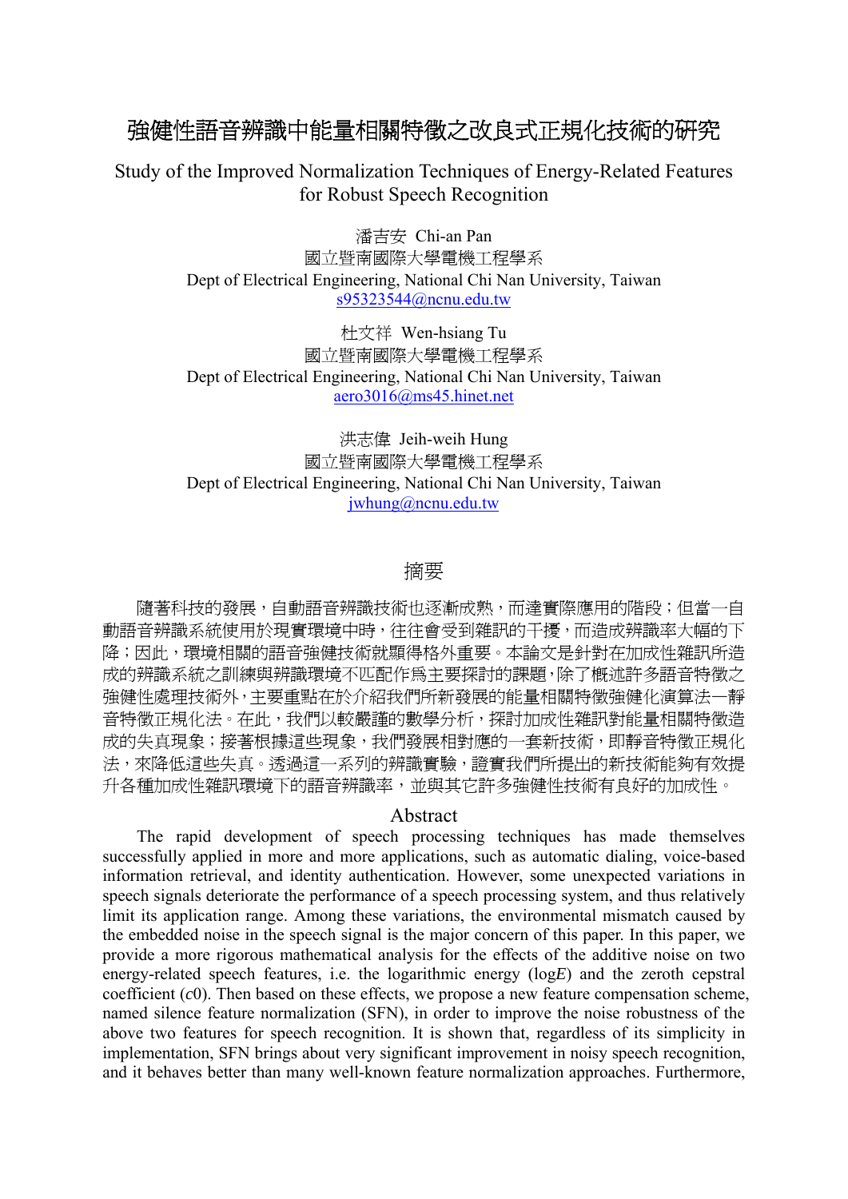# 強健性語音辨識中能量相關特徵之改良式正規化技術的研究

## Study of the Improved Normalization Techniques of Energy-Related Features for Robust Speech Recognition

潘吉安 Chi-an Pan
國立暨南國際大學電機工程學系
Dept of Electrical Engineering, National Chi Nan University, Taiwan
s95323544@ncnu.edu.tw

杜文祥 Wen-hsiang Tu
國立暨南國際大學電機工程學系
Dept of Electrical Engineering, National Chi Nan University, Taiwan
aero3016@ms45.hinet.net

洪志偉 Jeih-weih Hung
國立暨南國際大學電機工程學系
Dept of Electrical Engineering, National Chi Nan University, Taiwan
jwhung@ncnu.edu.tw

## 摘要

隨著科技的發展，自動語音辨識技術也逐漸成熟，而達實際應用的階段；但當一自動語音辨識系統使用於現實環境中時，往往會受到雜訊的干擾，而造成辨識率大幅的下降；因此，環境相關的語音強健技術就顯得格外重要。本論文是針對在加成性雜訊所造成的辨識系統之訓練與辨識環境不匹配作爲主要探討的課題，除了概述許多語音特徵之強健性處理技術外，主要重點在於介紹我們所新發展的能量相關特徵強健化演算法—靜音特徵正規化法。在此，我們以較嚴謹的數學分析，探討加成性雜訊對能量相關特徵造成的失真現象；接著根據這些現象，我們發展相對應的一套新技術，即靜音特徵正規化法，來降低這些失真。透過這一系列的辨識實驗，證實我們所提出的新技術能夠有效提升各種加成性雜訊環境下的語音辨識率，並與其它許多強健性技術有良好的加成性。

## Abstract

The rapid development of speech processing techniques has made themselves successfully applied in more and more applications, such as automatic dialing, voice-based information retrieval, and identity authentication. However, some unexpected variations in speech signals deteriorate the performance of a speech processing system, and thus relatively limit its application range. Among these variations, the environmental mismatch caused by the embedded noise in the speech signal is the major concern of this paper. In this paper, we provide a more rigorous mathematical analysis for the effects of the additive noise on two energy-related speech features, i.e. the logarithmic energy (log*E*) and the zeroth cepstral coefficient (*c*0). Then based on these effects, we propose a new feature compensation scheme, named silence feature normalization (SFN), in order to improve the noise robustness of the above two features for speech recognition. It is shown that, regardless of its simplicity in implementation, SFN brings about very significant improvement in noisy speech recognition, and it behaves better than many well-known feature normalization approaches. Furthermore,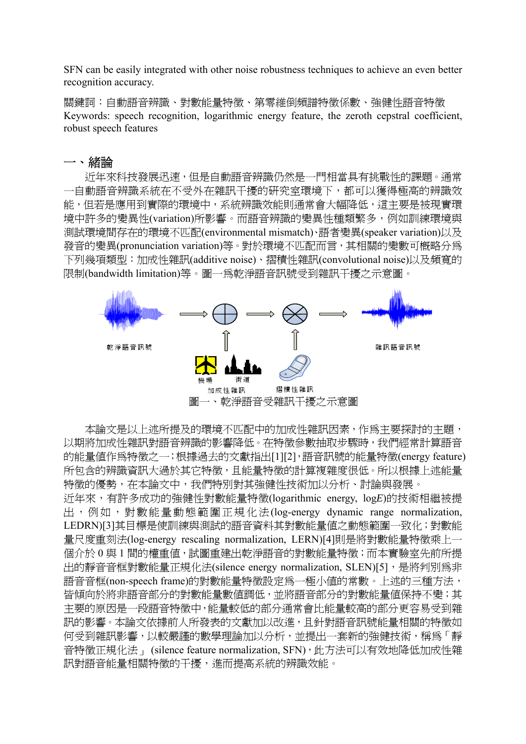SFN can be easily integrated with other noise robustness techniques to achieve an even better recognition accuracy.

關鍵詞：自動語音辨識、對數能量特徵、第零維倒頻譜特徵係數、強健性語音特徵

Keywords: speech recognition, logarithmic energy feature, the zeroth cepstral coefficient, robust speech features

## 一、緒論

近年來科技發展迅速，但是自動語音辨識仍然是一門相當具有挑戰性的課題。通常一自動語音辨識系統在不受外在雜訊干擾的研究室環境下，都可以獲得極高的辨識效能，但若是應用到實際的環境中，系統辨識效能則通常會大幅降低，這主要是被現實環境中許多的變異性(variation)所影響。而語音辨識的變異性種類繁多，例如訓練環境與測試環境間存在的環境不匹配(environmental mismatch)、語者變異(speaker variation)以及發音的變異(pronunciation variation)等。對於環境不匹配而言，其相關的變數可概略分為下列幾項類型：加成性雜訊(additive noise)、摺積性雜訊(convolutional noise)以及頻寬的限制(bandwidth limitation)等。圖一為乾淨語音訊號受到雜訊干擾之示意圖。

乾淨語音訊號　雜訊語音訊號　機場　街道　加成性雜訊　摺積性雜訊

圖一、乾淨語音受雜訊干擾之示意圖

本論文是以上述所提及的環境不匹配中的加成性雜訊因素，作為主要探討的主題，以期將加成性雜訊對語音辨識的影響降低。在特徵參數抽取步驟時，我們經常計算語音的能量值作為特徵之一；根據過去的文獻指出[1][2]，語音訊號的能量特徵(energy feature)所包含的辨識資訊大過於其它特徵，且能量特徵的計算複雜度很低。所以根據上述能量特徵的優勢，在本論文中，我們特別對其強健性技術加以分析、討論與發展。

近年來，有許多成功的強健性對數能量特徵(logarithmic energy, log*E*)的技術相繼被提出，例如，對數能量動態範圍正規化法(log-energy dynamic range normalization, LEDRN)[3]其目標是使訓練與測試的語音資料其對數能量值之動態範圍一致化；對數能量尺度重刻法(log-energy rescaling normalization, LERN)[4]則是將對數能量特徵乘上一個介於 0 與 1 間的權重值，試圖重建出乾淨語音的對數能量特徵；而本實驗室先前所提出的靜音音框對數能量正規化法(silence energy normalization, SLEN)[5]，是將判別為非語音音框(non-speech frame)的對數能量特徵設定為一極小值的常數。上述的三種方法，皆傾向於將非語音部分的對數能量數值調低，並將語音部分的對數能量值保持不變；其主要的原因是一段語音特徵中，能量較低的部分通常會比能量較高的部分更容易受到雜訊的影響。本論文依據前人所發表的文獻加以改進，且針對語音訊號能量相關的特徵如何受到雜訊影響，以較嚴謹的數學理論加以分析，並提出一套新的強健技術，稱為「靜音特徵正規化法」 (silence feature normalization, SFN)，此方法可以有效地降低加成性雜訊對語音能量相關特徵的干擾，進而提高系統的辨識效能。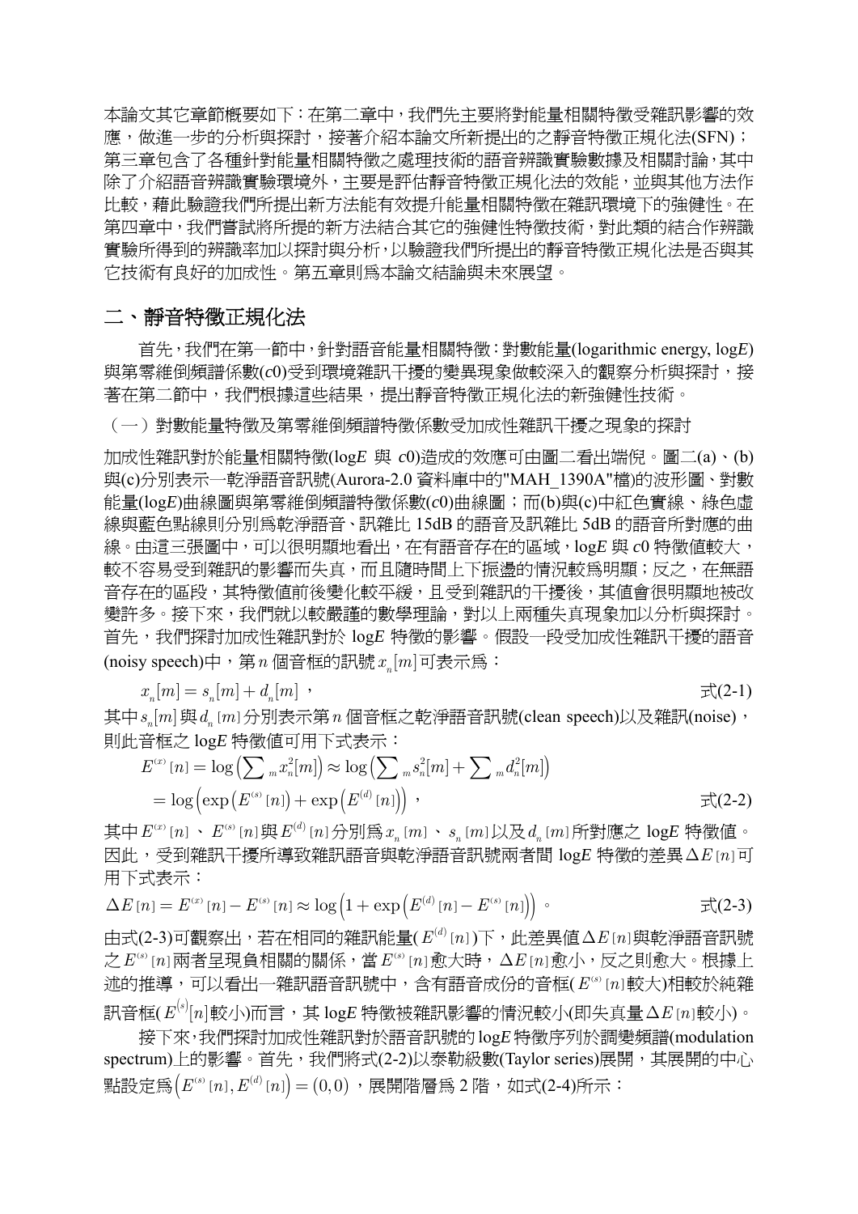本論文其它章節概要如下：在第二章中，我們先主要將對能量相關特徵受雜訊影響的效應，做進一步的分析與探討，接著介紹本論文所新提出的之靜音特徵正規化法(SFN)；第三章包含了各種針對能量相關特徵之處理技術的語音辨識實驗數據及相關討論，其中除了介紹語音辨識實驗環境外，主要是評估靜音特徵正規化法的效能，並與其他方法作比較，藉此驗證我們所提出新方法能有效提升能量相關特徵在雜訊環境下的強健性。在第四章中，我們嘗試將所提的新方法結合其它的強健性特徵技術，對此類的結合作辨識實驗所得到的辨識率加以探討與分析，以驗證我們所提出的靜音特徵正規化法是否與其它技術有良好的加成性。第五章則為本論文結論與未來展望。

## 二、靜音特徵正規化法

首先，我們在第一節中，針對語音能量相關特徵：對數能量(logarithmic energy, log*E*)與第零維倒頻譜係數(*c*0)受到環境雜訊干擾的變異現象做較深入的觀察分析與探討，接著在第二節中，我們根據這些結果，提出靜音特徵正規化法的新強健性技術。

### （一）對數能量特徵及第零維倒頻譜特徵係數受加成性雜訊干擾之現象的探討

加成性雜訊對於能量相關特徵(log*E* 與 *c*0)造成的效應可由圖二看出端倪。圖二(a)、(b)與(c)分別表示一乾淨語音訊號(Aurora-2.0 資料庫中的"MAH_1390A"檔)的波形圖、對數能量(log*E*)曲線圖與第零維倒頻譜特徵係數(*c*0)曲線圖；而(b)與(c)中紅色實線、綠色虛線與藍色點線則分別為乾淨語音、訊雜比 15dB 的語音及訊雜比 5dB 的語音所對應的曲線。由這三張圖中，可以很明顯地看出，在有語音存在的區域，log*E* 與 *c*0 特徵值較大，較不容易受到雜訊的影響而失真，而且隨時間上下振盪的情況較為明顯；反之，在無語音存在的區段，其特徵值前後變化較平緩，且受到雜訊的干擾後，其值會很明顯地被改變許多。接下來，我們就以較嚴謹的數學理論，對以上兩種失真現象加以分析與探討。首先，我們探討加成性雜訊對於 log*E* 特徵的影響。假設一段受加成性雜訊干擾的語音(noisy speech)中，第 $n$ 個音框的訊號 $x_n[m]$ 可表示為：

$$x_n[m] = s_n[m] + d_n[m] \text{，} \qquad 式(2\text{-}1)$$

其中 $s_n[m]$ 與 $d_n[m]$ 分別表示第 $n$ 個音框之乾淨語音訊號(clean speech)以及雜訊(noise)，則此音框之 log*E* 特徵值可用下式表示：

$$\begin{aligned} E^{(x)}[n] &= \log\left(\sum\nolimits_m x_n^2[m]\right) \approx \log\left(\sum\nolimits_m s_n^2[m] + \sum\nolimits_m d_n^2[m]\right) \\ &= \log\left(\exp\left(E^{(s)}[n]\right) + \exp\left(E^{(d)}[n]\right)\right) \text{，} \end{aligned} \qquad 式(2\text{-}2)$$

其中 $E^{(x)}[n]$、$E^{(s)}[n]$ 與 $E^{(d)}[n]$ 分別為 $x_n[m]$、$s_n[m]$ 以及 $d_n[m]$ 所對應之 log*E* 特徵值。因此，受到雜訊干擾所導致雜訊語音與乾淨語音訊號兩者間 log*E* 特徵的差異 $\Delta E[n]$ 可用下式表示：

$$\Delta E[n] = E^{(x)}[n] - E^{(s)}[n] \approx \log\left(1 + \exp\left(E^{(d)}[n] - E^{(s)}[n]\right)\right) \text{。} \qquad 式(2\text{-}3)$$

由式(2-3)可觀察出，若在相同的雜訊能量( $E^{(d)}[n]$ )下，此差異值 $\Delta E[n]$ 與乾淨語音訊號之 $E^{(s)}[n]$ 兩者呈現負相關的關係，當 $E^{(s)}[n]$ 愈大時，$\Delta E[n]$ 愈小，反之則愈大。根據上述的推導，可以看出一雜訊語音訊號中，含有語音成份的音框( $E^{(s)}[n]$ 較大)相較於純雜訊音框( $E^{(s)}[n]$ 較小)而言，其 log*E* 特徵被雜訊影響的情況較小(即失真量 $\Delta E[n]$ 較小)。

接下來，我們探討加成性雜訊對於語音訊號的 log*E* 特徵序列於調變頻譜(modulation spectrum)上的影響。首先，我們將式(2-2)以泰勒級數(Taylor series)展開，其展開的中心點設定為 $\left(E^{(s)}[n], E^{(d)}[n]\right) = (0,0)$ ，展開階層為 2 階，如式(2-4)所示：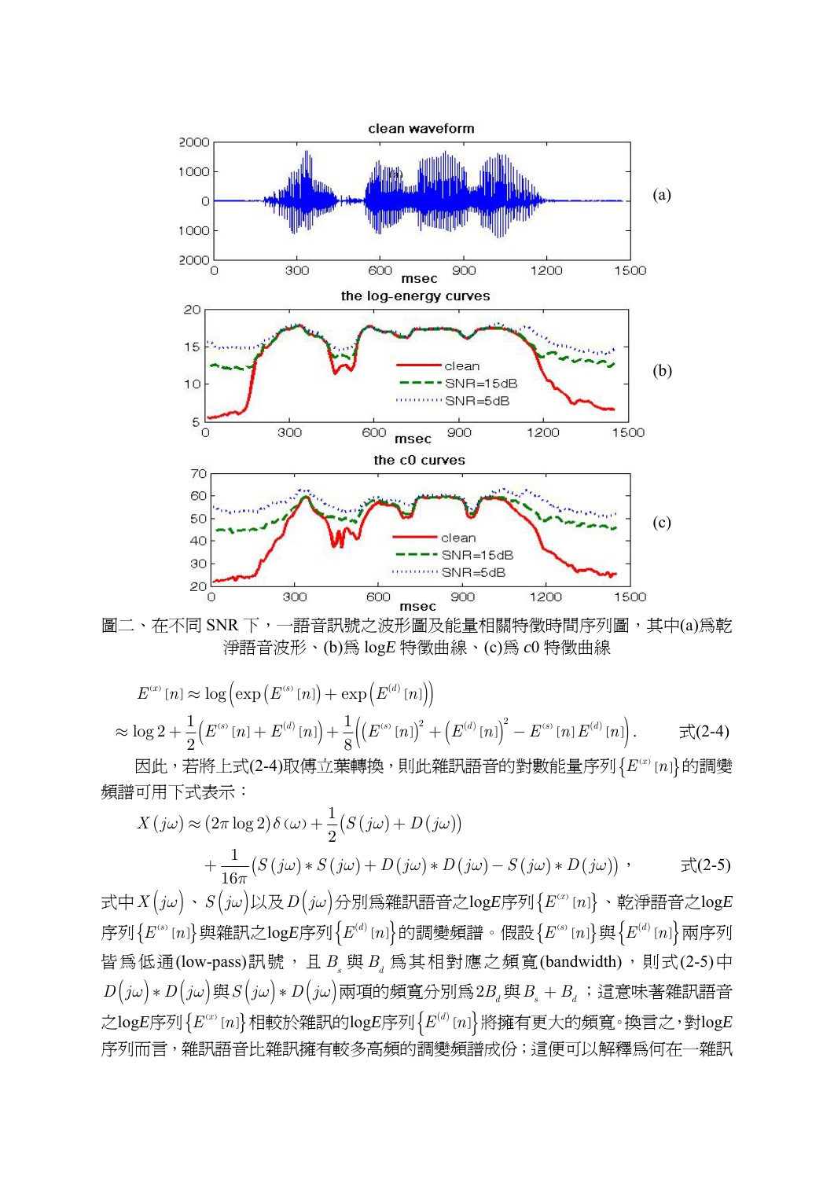圖二、在不同 SNR 下，一語音訊號之波形圖及能量相關特徵時間序列圖，其中(a)為乾淨語音波形、(b)為 log$E$ 特徵曲線、(c)為 $c0$ 特徵曲線

$$E^{(x)}[n] \approx \log\left(\exp\left(E^{(s)}[n]\right)+\exp\left(E^{(d)}[n]\right)\right)$$

$$\approx \log 2+\frac{1}{2}\left(E^{(s)}[n]+E^{(d)}[n]\right)+\frac{1}{8}\left(\left(E^{(s)}[n]\right)^2+\left(E^{(d)}[n]\right)^2-E^{(s)}[n]E^{(d)}[n]\right). \qquad \text{式(2-4)}$$

因此，若將上式(2-4)取傅立葉轉換，則此雜訊語音的對數能量序列$\left\{E^{(x)}[n]\right\}$的調變頻譜可用下式表示：

$$X(j\omega) \approx (2\pi \log 2)\delta(\omega)+\frac{1}{2}\left(S(j\omega)+D(j\omega)\right)$$

$$+\frac{1}{16\pi}\left(S(j\omega)*S(j\omega)+D(j\omega)*D(j\omega)-S(j\omega)*D(j\omega)\right), \qquad \text{式(2-5)}$$

式中$X(j\omega)$、$S(j\omega)$以及$D(j\omega)$分別為雜訊語音之log$E$序列$\left\{E^{(x)}[n]\right\}$、乾淨語音之log$E$序列$\left\{E^{(s)}[n]\right\}$與雜訊之log$E$序列$\left\{E^{(d)}[n]\right\}$的調變頻譜。假設$\left\{E^{(s)}[n]\right\}$與$\left\{E^{(d)}[n]\right\}$兩序列皆為低通(low-pass)訊號，且 $B_s$ 與 $B_d$ 為其相對應之頻寬(bandwidth)，則式(2-5)中$D(j\omega)*D(j\omega)$與$S(j\omega)*D(j\omega)$兩項的頻寬分別為$2B_d$與$B_s+B_d$；這意味著雜訊語音之log$E$序列$\left\{E^{(x)}[n]\right\}$相較於雜訊的log$E$序列$\left\{E^{(d)}[n]\right\}$將擁有更大的頻寬。換言之，對log$E$序列而言，雜訊語音比雜訊擁有較多高頻的調變頻譜成份；這便可以解釋為何在一雜訊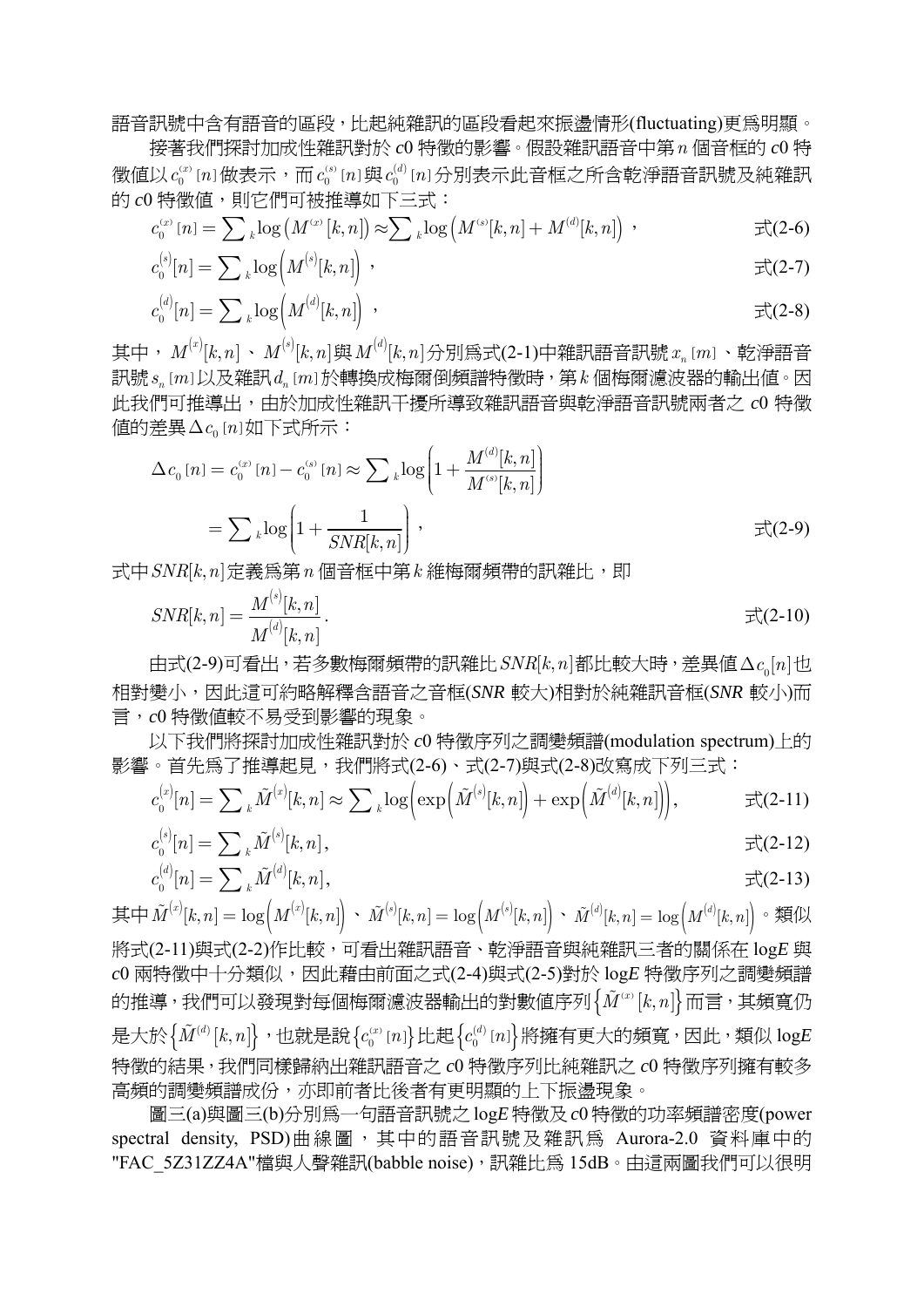語音訊號中含有語音的區段，比起純雜訊的區段看起來振盪情形(fluctuating)更爲明顯。

接著我們探討加成性雜訊對於 *c*0 特徵的影響。假設雜訊語音中第 $n$ 個音框的 *c*0 特徵值以 $c_0^{(x)}[n]$ 做表示，而 $c_0^{(s)}[n]$ 與 $c_0^{(d)}[n]$ 分別表示此音框之所含乾淨語音訊號及純雜訊的 *c*0 特徵值，則它們可被推導如下三式：

$$c_0^{(x)}[n] = \sum_k \log\left(M^{(x)}[k,n]\right) \approx \sum_k \log\left(M^{(s)}[k,n] + M^{(d)}[k,n]\right), \tag{式(2-6)}$$

$$c_0^{(s)}[n] = \sum_k \log\left(M^{(s)}[k,n]\right), \tag{式(2-7)}$$

$$c_0^{(d)}[n] = \sum_k \log\left(M^{(d)}[k,n]\right), \tag{式(2-8)}$$

其中，$M^{(x)}[k,n]$、$M^{(s)}[k,n]$與$M^{(d)}[k,n]$分別爲式(2-1)中雜訊語音訊號$x_n[m]$、乾淨語音訊號$s_n[m]$以及雜訊$d_n[m]$於轉換成梅爾倒頻譜特徵時，第$k$個梅爾濾波器的輸出值。因此我們可推導出，由於加成性雜訊干擾所導致雜訊語音與乾淨語音訊號兩者之 *c*0 特徵值的差異$\Delta c_0[n]$如下式所示：

$$\Delta c_0[n] = c_0^{(x)}[n] - c_0^{(s)}[n] \approx \sum_k \log\left(1 + \frac{M^{(d)}[k,n]}{M^{(s)}[k,n]}\right)$$

$$= \sum_k \log\left(1 + \frac{1}{SNR[k,n]}\right), \tag{式(2-9)}$$

式中$SNR[k,n]$定義爲第$n$個音框中第$k$維梅爾頻帶的訊雜比，即

$$SNR[k,n] = \frac{M^{(s)}[k,n]}{M^{(d)}[k,n]}. \tag{式(2-10)}$$

由式(2-9)可看出，若多數梅爾頻帶的訊雜比$SNR[k,n]$都比較大時，差異值$\Delta c_0[n]$也相對變小，因此這可約略解釋含語音之音框(*SNR* 較大)相對於純雜訊音框(*SNR* 較小)而言，*c*0 特徵值較不易受到影響的現象。

以下我們將探討加成性雜訊對於 *c*0 特徵序列之調變頻譜(modulation spectrum)上的影響。首先爲了推導起見，我們將式(2-6)、式(2-7)與式(2-8)改寫成下列三式：

$$c_0^{(x)}[n] = \sum_k \tilde{M}^{(x)}[k,n] \approx \sum_k \log\left(\exp\left(\tilde{M}^{(s)}[k,n]\right) + \exp\left(\tilde{M}^{(d)}[k,n]\right)\right), \tag{式(2-11)}$$

$$c_0^{(s)}[n] = \sum_k \tilde{M}^{(s)}[k,n], \tag{式(2-12)}$$

$$c_0^{(d)}[n] = \sum_k \tilde{M}^{(d)}[k,n], \tag{式(2-13)}$$

其中$\tilde{M}^{(x)}[k,n] = \log\left(M^{(x)}[k,n]\right)$、$\tilde{M}^{(s)}[k,n] = \log\left(M^{(s)}[k,n]\right)$、$\tilde{M}^{(d)}[k,n] = \log\left(M^{(d)}[k,n]\right)$。類似將式(2-11)與式(2-2)作比較，可看出雜訊語音、乾淨語音與純雜訊三者的關係在 log*E* 與 *c*0 兩特徵中十分類似，因此藉由前面之式(2-4)與式(2-5)對於 log*E* 特徵序列之調變頻譜的推導，我們可以發現對每個梅爾濾波器輸出的對數值序列$\left\{\tilde{M}^{(x)}[k,n]\right\}$而言，其頻寬仍是大於$\left\{\tilde{M}^{(d)}[k,n]\right\}$，也就是說$\left\{c_0^{(x)}[n]\right\}$比起$\left\{c_0^{(d)}[n]\right\}$將擁有更大的頻寬，因此，類似 log*E* 特徵的結果，我們同樣歸納出雜訊語音之 *c*0 特徵序列比純雜訊之 *c*0 特徵序列擁有較多高頻的調變頻譜成份，亦即前者比後者有更明顯的上下振盪現象。

圖三(a)與圖三(b)分別爲一句語音訊號之 log*E* 特徵及 *c*0 特徵的功率頻譜密度(power spectral density, PSD)曲線圖，其中的語音訊號及雜訊爲 Aurora-2.0 資料庫中的 "FAC_5Z31ZZ4A"檔與人聲雜訊(babble noise)，訊雜比爲 15dB。由這兩圖我們可以很明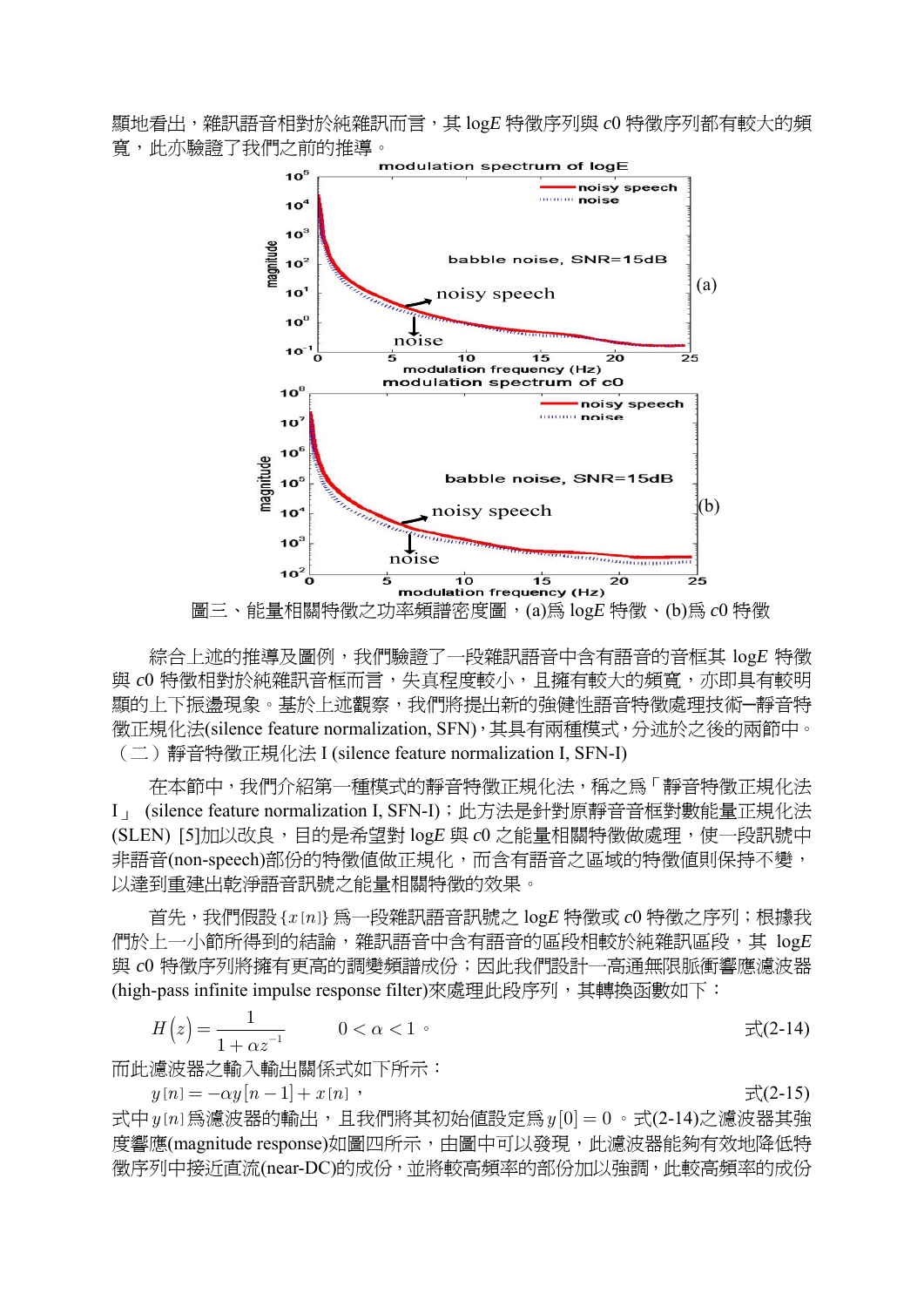顯地看出，雜訊語音相對於純雜訊而言，其 log*E* 特徵序列與 *c*0 特徵序列都有較大的頻寬，此亦驗證了我們之前的推導。

圖三、能量相關特徵之功率頻譜密度圖，(a)爲 log*E* 特徵、(b)爲 *c*0 特徵

綜合上述的推導及圖例，我們驗證了一段雜訊語音中含有語音的音框其 log*E* 特徵與 *c*0 特徵相對於純雜訊音框而言，失真程度較小，且擁有較大的頻寬，亦即具有較明顯的上下振盪現象。基於上述觀察，我們將提出新的強健性語音特徵處理技術─靜音特徵正規化法(silence feature normalization, SFN)，其具有兩種模式，分述於之後的兩節中。

### （二）靜音特徵正規化法 I (silence feature normalization I, SFN-I)

在本節中，我們介紹第一種模式的靜音特徵正規化法，稱之爲「靜音特徵正規化法 I」 (silence feature normalization I, SFN-I)；此方法是針對原靜音音框對數能量正規化法 (SLEN) [5]加以改良，目的是希望對 log*E* 與 *c*0 之能量相關特徵做處理，使一段訊號中非語音(non-speech)部份的特徵值做正規化，而含有語音之區域的特徵值則保持不變，以達到重建出乾淨語音訊號之能量相關特徵的效果。

首先，我們假設 $\{x[n]\}$ 爲一段雜訊語音訊號之 log*E* 特徵或 *c*0 特徵之序列；根據我們於上一小節所得到的結論，雜訊語音中含有語音的區段相較於純雜訊區段，其 log*E* 與 *c*0 特徵序列將擁有更高的調變頻譜成份；因此我們設計一高通無限脈衝響應濾波器 (high-pass infinite impulse response filter)來處理此段序列，其轉換函數如下：

$$H(z) = \frac{1}{1+\alpha z^{-1}} \qquad 0 < \alpha < 1 。 \tag{2-14}$$

而此濾波器之輸入輸出關係式如下所示：

$$y[n] = -\alpha y[n-1] + x[n] ， \tag{2-15}$$

式中 $y[n]$ 爲濾波器的輸出，且我們將其初始值設定爲 $y[0] = 0$ 。式(2-14)之濾波器其強度響應(magnitude response)如圖四所示，由圖中可以發現，此濾波器能夠有效地降低特徵序列中接近直流(near-DC)的成份，並將較高頻率的部份加以強調，此較高頻率的成份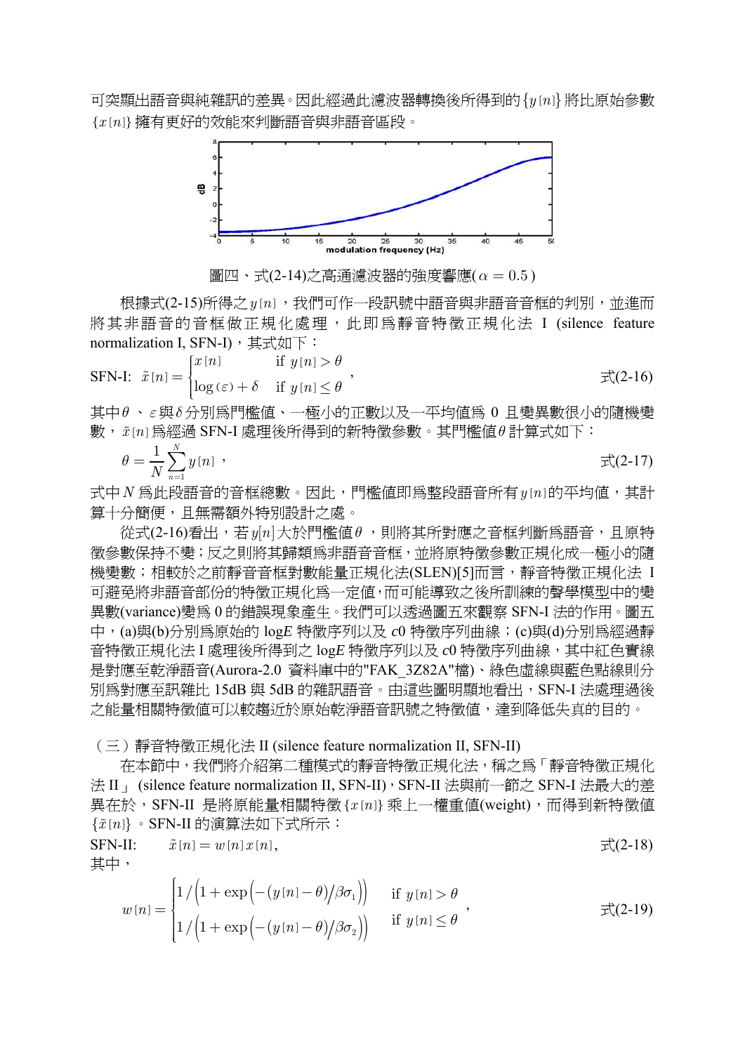可突顯出語音與純雜訊的差異。因此經過此濾波器轉換後所得到的$\{y[n]\}$將比原始參數$\{x[n]\}$擁有更好的效能來判斷語音與非語音區段。

圖四、式(2-14)之高通濾波器的強度響應($\alpha = 0.5$)

根據式(2-15)所得之$y[n]$，我們可作一段訊號中語音與非語音音框的判別，並進而將其非語音的音框做正規化處理，此即爲靜音特徵正規化法 I (silence feature normalization I, SFN-I)，其式如下：

$$\text{SFN-I:}\quad \tilde{x}[n] = \begin{cases} x[n] & \text{if } y[n] > \theta \\ \log(\varepsilon) + \delta & \text{if } y[n] \le \theta \end{cases}, \qquad \text{式(2-16)}$$

其中$\theta$ 、$\varepsilon$與$\delta$分別爲門檻值、一極小的正數以及一平均值爲 0 且變異數很小的隨機變數，$\tilde{x}[n]$爲經過 SFN-I 處理後所得到的新特徵參數。其門檻值$\theta$計算式如下：

$$\theta = \frac{1}{N}\sum_{n=1}^{N} y[n], \qquad \text{式(2-17)}$$

式中$N$爲此段語音的音框總數。因此，門檻值即爲整段語音所有$y[n]$的平均值，其計算十分簡便，且無需額外特別設計之處。

從式(2-16)看出，若$y[n]$大於門檻值$\theta$ ，則將其所對應之音框判斷爲語音，且原特徵參數保持不變；反之則將其歸類爲非語音音框，並將原特徵參數正規化成一極小的隨機變數；相較於之前靜音音框對數能量正規化法(SLEN)[5]而言，靜音特徵正規化法 I 可避免將非語音部份的特徵正規化爲一定值，而可能導致之後所訓練的聲學模型中的變異數(variance)變爲 0 的錯誤現象產生。我們可以透過圖五來觀察 SFN-I 法的作用。圖五中，(a)與(b)分別爲原始的 log*E* 特徵序列以及 *c*0 特徵序列曲線；(c)與(d)分別爲經過靜音特徵正規化法 I 處理後所得到之 log*E* 特徵序列以及 *c*0 特徵序列曲線，其中紅色實線是對應至乾淨語音(Aurora-2.0 資料庫中的"FAK_3Z82A"檔)、綠色虛線與藍色點線則分別爲對應至訊雜比 15dB 與 5dB 的雜訊語音。由這些圖明顯地看出，SFN-I 法處理過後之能量相關特徵值可以較趨近於原始乾淨語音訊號之特徵值，達到降低失真的目的。

### （三）靜音特徵正規化法 II (silence feature normalization II, SFN-II)

在本節中，我們將介紹第二種模式的靜音特徵正規化法，稱之爲「靜音特徵正規化法 II」 (silence feature normalization II, SFN-II)，SFN-II 法與前一節之 SFN-I 法最大的差異在於，SFN-II 是將原能量相關特徵$\{x[n]\}$乘上一權重值(weight)，而得到新特徵值$\{\tilde{x}[n]\}$。SFN-II 的演算法如下式所示：

$$\text{SFN-II:}\qquad \tilde{x}[n] = w[n]x[n], \qquad \text{式(2-18)}$$

其中，

$$w[n] = \begin{cases} 1\Big/\Big(1 + \exp\Big(-\big(y[n] - \theta\big)\Big/\beta\sigma_1\Big)\Big) & \text{if } y[n] > \theta \\ 1\Big/\Big(1 + \exp\Big(-\big(y[n] - \theta\big)\Big/\beta\sigma_2\Big)\Big) & \text{if } y[n] \le \theta \end{cases}, \qquad \text{式(2-19)}$$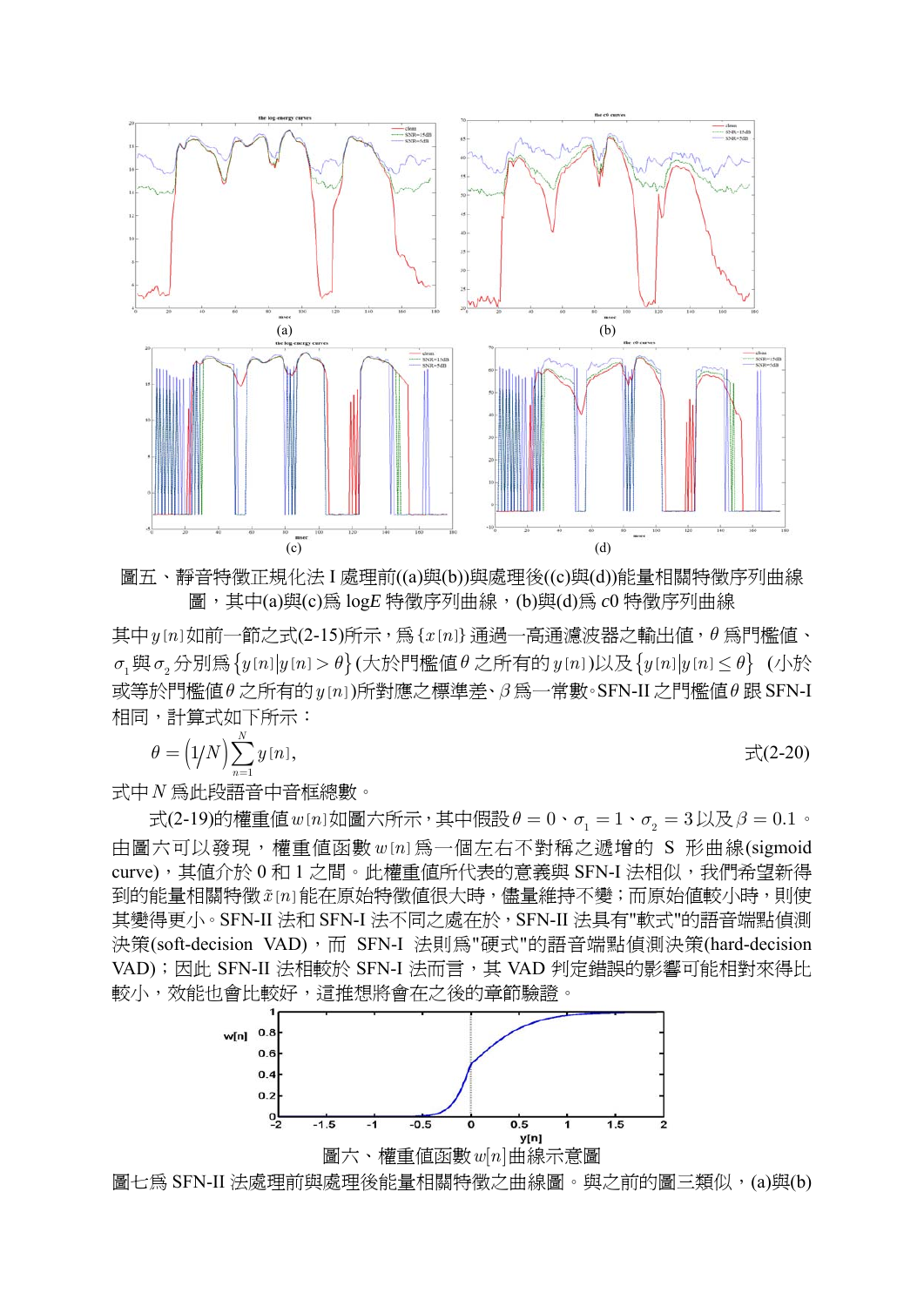圖五、靜音特徵正規化法 I 處理前((a)與(b))與處理後((c)與(d))能量相關特徵序列曲線圖，其中(a)與(c)爲 log*E* 特徵序列曲線，(b)與(d)爲 *c*0 特徵序列曲線

其中$y[n]$如前一節之式(2-15)所示，爲$\{x[n]\}$通過一高通濾波器之輸出值，$\theta$爲門檻值、$\sigma_1$與$\sigma_2$分別爲$\{y[n]|y[n]>\theta\}$(大於門檻值$\theta$之所有的$y[n]$)以及$\{y[n]|y[n]\le\theta\}$ (小於或等於門檻值$\theta$之所有的$y[n]$)所對應之標準差、$\beta$爲一常數。SFN-II 之門檻值$\theta$跟 SFN-I 相同，計算式如下所示：

$$\theta = \left(1/N\right)\sum_{n=1}^{N} y[n], \qquad \text{式(2-20)}$$

式中$N$爲此段語音中音框總數。

式(2-19)的權重值$w[n]$如圖六所示，其中假設$\theta=0$、$\sigma_1=1$、$\sigma_2=3$以及$\beta=0.1$。由圖六可以發現，權重值函數$w[n]$爲一個左右不對稱之遞增的 S 形曲線(sigmoid curve)，其值介於 0 和 1 之間。此權重值所代表的意義與 SFN-I 法相似，我們希望新得到的能量相關特徵$\tilde{x}[n]$能在原始特徵值很大時，儘量維持不變；而原始值較小時，則使其變得更小。SFN-II 法和 SFN-I 法不同之處在於，SFN-II 法具有"軟式"的語音端點偵測決策(soft-decision VAD)，而 SFN-I 法則爲"硬式"的語音端點偵測決策(hard-decision VAD)；因此 SFN-II 法相較於 SFN-I 法而言，其 VAD 判定錯誤的影響可能相對來得比較小，效能也會比較好，這推想將會在之後的章節驗證。

圖六、權重值函數$w[n]$曲線示意圖

圖七爲 SFN-II 法處理前與處理後能量相關特徵之曲線圖。與之前的圖三類似，(a)與(b)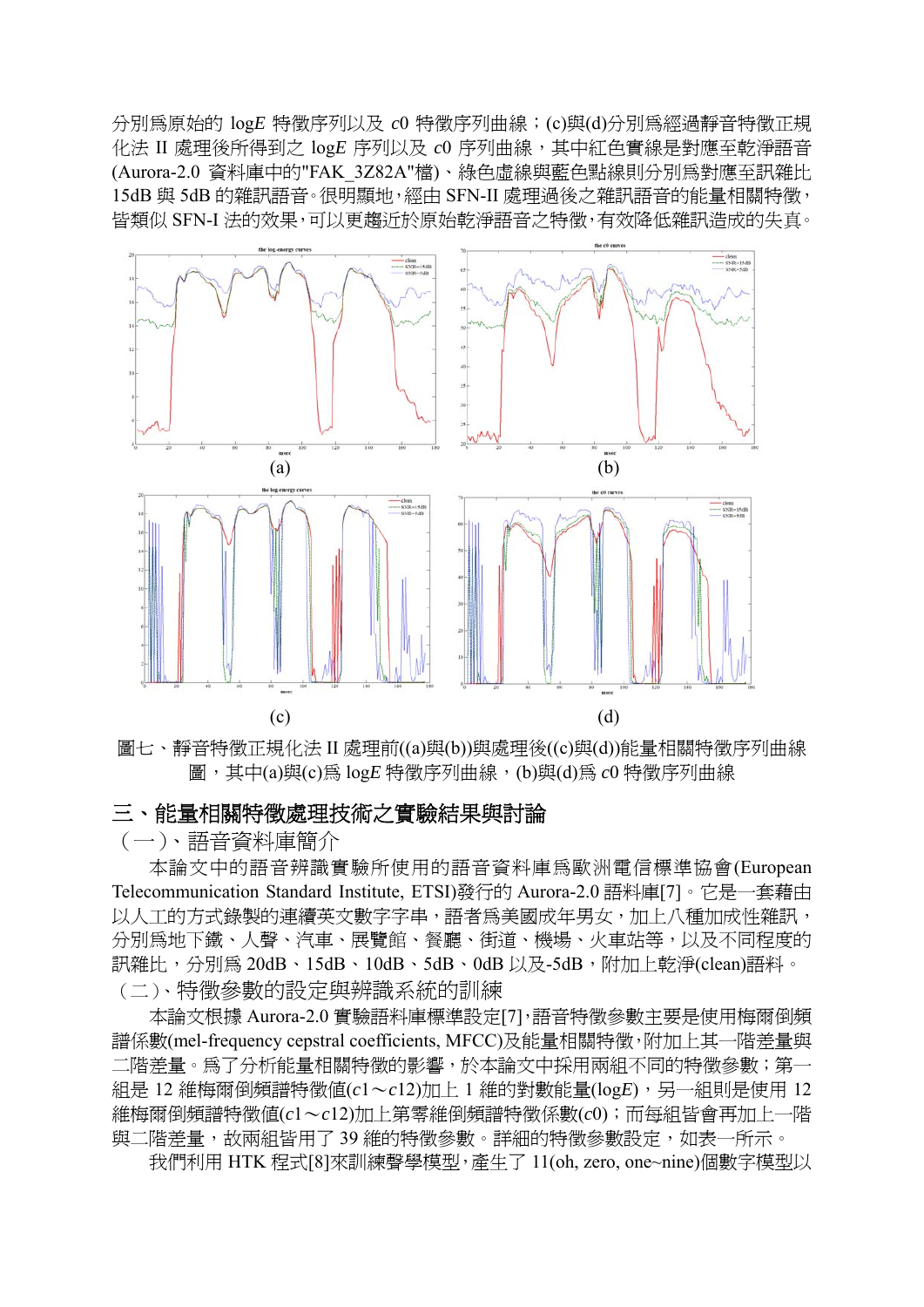分別爲原始的 log$E$ 特徵序列以及 $c0$ 特徵序列曲線；(c)與(d)分別爲經過靜音特徵正規化法 II 處理後所得到之 log$E$ 序列以及 $c0$ 序列曲線，其中紅色實線是對應至乾淨語音(Aurora-2.0 資料庫中的"FAK_3Z82A"檔)、綠色虛線與藍色點線則分別爲對應至訊雜比 15dB 與 5dB 的雜訊語音。很明顯地，經由 SFN-II 處理過後之雜訊語音的能量相關特徵，皆類似 SFN-I 法的效果，可以更趨近於原始乾淨語音之特徵，有效降低雜訊造成的失真。

(a)

(b)

(c)

(d)

圖七、靜音特徵正規化法 II 處理前((a)與(b))與處理後((c)與(d))能量相關特徵序列曲線圖，其中(a)與(c)爲 log$E$ 特徵序列曲線，(b)與(d)爲 $c0$ 特徵序列曲線

## 三、能量相關特徵處理技術之實驗結果與討論

### （一）、語音資料庫簡介

本論文中的語音辨識實驗所使用的語音資料庫爲歐洲電信標準協會(European Telecommunication Standard Institute, ETSI)發行的 Aurora-2.0 語料庫[7]。它是一套藉由以人工的方式錄製的連續英文數字字串，語者爲美國成年男女，加上八種加成性雜訊，分別爲地下鐵、人聲、汽車、展覽館、餐廳、街道、機場、火車站等，以及不同程度的訊雜比，分別爲 20dB、15dB、10dB、5dB、0dB 以及-5dB，附加上乾淨(clean)語料。

### （二）、特徵參數的設定與辨識系統的訓練

本論文根據 Aurora-2.0 實驗語料庫標準設定[7]，語音特徵參數主要是使用梅爾倒頻譜係數(mel-frequency cepstral coefficients, MFCC)及能量相關特徵，附加上其一階差量與二階差量。爲了分析能量相關特徵的影響，於本論文中採用兩組不同的特徵參數；第一組是 12 維梅爾倒頻譜特徵值($c1$～$c12$)加上 1 維的對數能量(log$E$)，另一組則是使用 12 維梅爾倒頻譜特徵值($c1$～$c12$)加上第零維倒頻譜特徵係數($c0$)；而每組皆會再加上一階與二階差量，故兩組皆用了 39 維的特徵參數。詳細的特徵參數設定，如表一所示。

我們利用 HTK 程式[8]來訓練聲學模型，產生了 11(oh, zero, one~nine)個數字模型以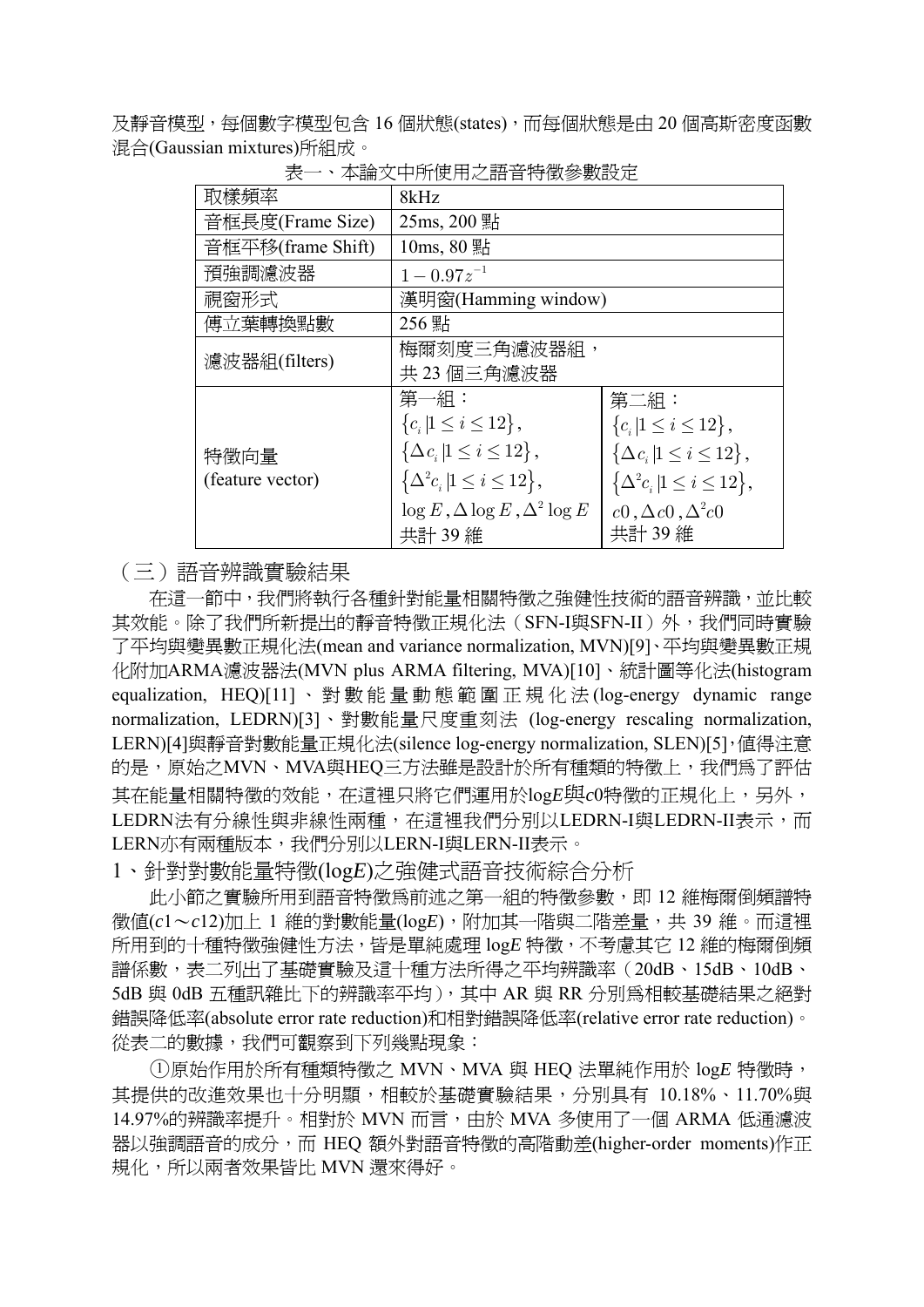及靜音模型，每個數字模型包含 16 個狀態(states)，而每個狀態是由 20 個高斯密度函數混合(Gaussian mixtures)所組成。

表一、本論文中所使用之語音特徵參數設定

| 取樣頻率 | 8kHz | |
|---|---|---|
| 音框長度(Frame Size) | 25ms, 200 點 | |
| 音框平移(frame Shift) | 10ms, 80 點 | |
| 預強調濾波器 | $1-0.97z^{-1}$ | |
| 視窗形式 | 漢明窗(Hamming window) | |
| 傅立葉轉換點數 | 256 點 | |
| 濾波器組(filters) | 梅爾刻度三角濾波器組，共 23 個三角濾波器 | |
| 特徵向量 (feature vector) | 第一組：$\{c_i \mid 1 \le i \le 12\}$, $\{\Delta c_i \mid 1 \le i \le 12\}$, $\{\Delta^2 c_i \mid 1 \le i \le 12\}$, $\log E, \Delta \log E, \Delta^2 \log E$ 共計 39 維 | 第二組：$\{c_i \mid 1 \le i \le 12\}$, $\{\Delta c_i \mid 1 \le i \le 12\}$, $\{\Delta^2 c_i \mid 1 \le i \le 12\}$, $c0, \Delta c0, \Delta^2 c0$ 共計 39 維 |

## （三）語音辨識實驗結果

在這一節中，我們將執行各種針對能量相關特徵之強健性技術的語音辨識，並比較其效能。除了我們所新提出的靜音特徵正規化法（SFN-I與SFN-II）外，我們同時實驗了平均與變異數正規化法(mean and variance normalization, MVN)[9]、平均與變異數正規化附加ARMA濾波器法(MVN plus ARMA filtering, MVA)[10]、統計圖等化法(histogram equalization, HEQ)[11]、對數能量動態範圍正規化法(log-energy dynamic range normalization, LEDRN)[3]、對數能量尺度重刻法 (log-energy rescaling normalization, LERN)[4]與靜音對數能量正規化法(silence log-energy normalization, SLEN)[5]，值得注意的是，原始之MVN、MVA與HEQ三方法雖是設計於所有種類的特徵上，我們為了評估其在能量相關特徵的效能，在這裡只將它們運用於log*E*與*c*0特徵的正規化上，另外，LEDRN法有分線性與非線性兩種，在這裡我們分別以LEDRN-I與LEDRN-II表示，而LERN亦有兩種版本，我們分別以LERN-I與LERN-II表示。

### 1、針對對數能量特徵(log*E*)之強健式語音技術綜合分析

此小節之實驗所用到語音特徵為前述之第一組的特徵參數，即 12 維梅爾倒頻譜特徵值(*c*1～*c*12)加上 1 維的對數能量(log*E*)，附加其一階與二階差量，共 39 維。而這裡所用到的十種特徵強健性方法，皆是單純處理 log*E* 特徵，不考慮其它 12 維的梅爾倒頻譜係數，表二列出了基礎實驗及這十種方法所得之平均辨識率（20dB、15dB、10dB、5dB 與 0dB 五種訊雜比下的辨識率平均），其中 AR 與 RR 分別為相較基礎結果之絕對錯誤降低率(absolute error rate reduction)和相對錯誤降低率(relative error rate reduction)。從表二的數據，我們可觀察到下列幾點現象：

①原始作用於所有種類特徵之 MVN、MVA 與 HEQ 法單純作用於 log*E* 特徵時，其提供的改進效果也十分明顯，相較於基礎實驗結果，分別具有 10.18%、11.70%與 14.97%的辨識率提升。相對於 MVN 而言，由於 MVA 多使用了一個 ARMA 低通濾波器以強調語音的成分，而 HEQ 額外對語音特徵的高階動差(higher-order moments)作正規化，所以兩者效果皆比 MVN 還來得好。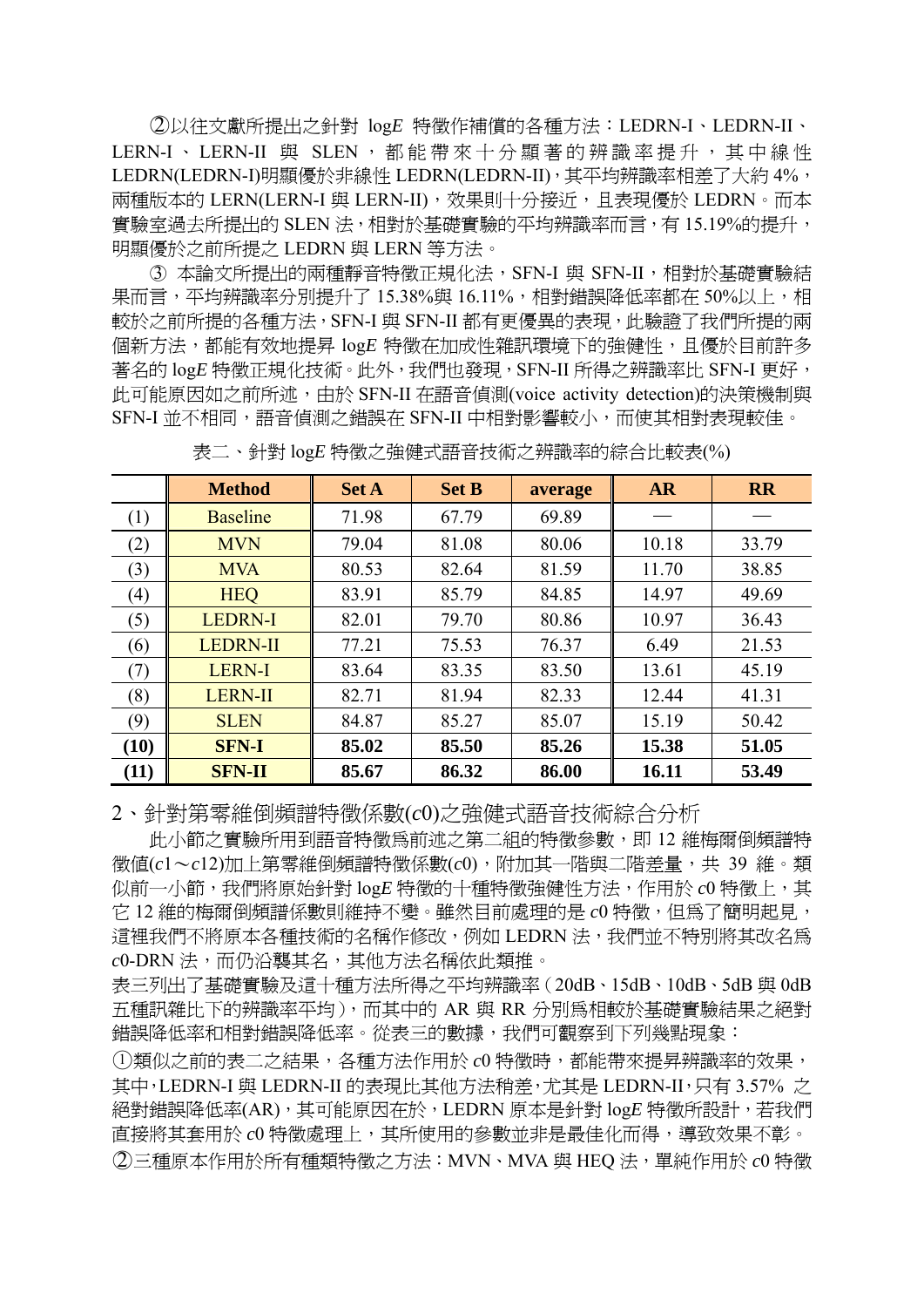②以往文獻所提出之針對 log*E* 特徵作補償的各種方法：LEDRN-I、LEDRN-II、LERN-I、LERN-II 與 SLEN，都能帶來十分顯著的辨識率提升，其中線性 LEDRN(LEDRN-I)明顯優於非線性 LEDRN(LEDRN-II)，其平均辨識率相差了大約 4%，兩種版本的 LERN(LERN-I 與 LERN-II)，效果則十分接近，且表現優於 LEDRN。而本實驗室過去所提出的 SLEN 法，相對於基礎實驗的平均辨識率而言，有 15.19%的提升，明顯優於之前所提之 LEDRN 與 LERN 等方法。

③ 本論文所提出的兩種靜音特徵正規化法，SFN-I 與 SFN-II，相對於基礎實驗結果而言，平均辨識率分別提升了 15.38%與 16.11%，相對錯誤降低率都在 50%以上，相較於之前所提的各種方法，SFN-I 與 SFN-II 都有更優異的表現，此驗證了我們所提的兩個新方法，都能有效地提昇 log*E* 特徵在加成性雜訊環境下的強健性，且優於目前許多著名的 log*E* 特徵正規化技術。此外，我們也發現，SFN-II 所得之辨識率比 SFN-I 更好，此可能原因如之前所述，由於 SFN-II 在語音偵測(voice activity detection)的決策機制與 SFN-I 並不相同，語音偵測之錯誤在 SFN-II 中相對影響較小，而使其相對表現較佳。

表二、針對 log*E* 特徵之強健式語音技術之辨識率的綜合比較表(%)

| | Method | Set A | Set B | average | AR | RR |
|---|---|---|---|---|---|---|
| (1) | Baseline | 71.98 | 67.79 | 69.89 | — | — |
| (2) | MVN | 79.04 | 81.08 | 80.06 | 10.18 | 33.79 |
| (3) | MVA | 80.53 | 82.64 | 81.59 | 11.70 | 38.85 |
| (4) | HEQ | 83.91 | 85.79 | 84.85 | 14.97 | 49.69 |
| (5) | LEDRN-I | 82.01 | 79.70 | 80.86 | 10.97 | 36.43 |
| (6) | LEDRN-II | 77.21 | 75.53 | 76.37 | 6.49 | 21.53 |
| (7) | LERN-I | 83.64 | 83.35 | 83.50 | 13.61 | 45.19 |
| (8) | LERN-II | 82.71 | 81.94 | 82.33 | 12.44 | 41.31 |
| (9) | SLEN | 84.87 | 85.27 | 85.07 | 15.19 | 50.42 |
| **(10)** | **SFN-I** | **85.02** | **85.50** | **85.26** | **15.38** | **51.05** |
| **(11)** | **SFN-II** | **85.67** | **86.32** | **86.00** | **16.11** | **53.49** |

2、針對第零維倒頻譜特徵係數($c0$)之強健式語音技術綜合分析

此小節之實驗所用到語音特徵為前述之第二組的特徵參數，即 12 維梅爾倒頻譜特徵值($c1$～$c12$)加上第零維倒頻譜特徵係數($c0$)，附加其一階與二階差量，共 39 維。類似前一小節，我們將原始針對 log*E* 特徵的十種特徵強健性方法，作用於 $c0$ 特徵上，其它 12 維的梅爾倒頻譜係數則維持不變。雖然目前處理的是 $c0$ 特徵，但為了簡明起見，這裡我們不將原本各種技術的名稱作修改，例如 LEDRN 法，我們並不特別將其改名為 $c0$-DRN 法，而仍沿襲其名，其他方法名稱依此類推。

表三列出了基礎實驗及這十種方法所得之平均辨識率（20dB、15dB、10dB、5dB 與 0dB 五種訊雜比下的辨識率平均），而其中的 AR 與 RR 分別為相較於基礎實驗結果之絕對錯誤降低率和相對錯誤降低率。從表三的數據，我們可觀察到下列幾點現象：

①類似之前的表二之結果，各種方法作用於 $c0$ 特徵時，都能帶來提昇辨識率的效果，其中，LEDRN-I 與 LEDRN-II 的表現比其他方法稍差，尤其是 LEDRN-II，只有 3.57% 之絕對錯誤降低率(AR)，其可能原因在於，LEDRN 原本是針對 log*E* 特徵所設計，若我們直接將其套用於 $c0$ 特徵處理上，其所使用的參數並非是最佳化而得，導致效果不彰。

②三種原本作用於所有種類特徵之方法：MVN、MVA 與 HEQ 法，單純作用於 $c0$ 特徵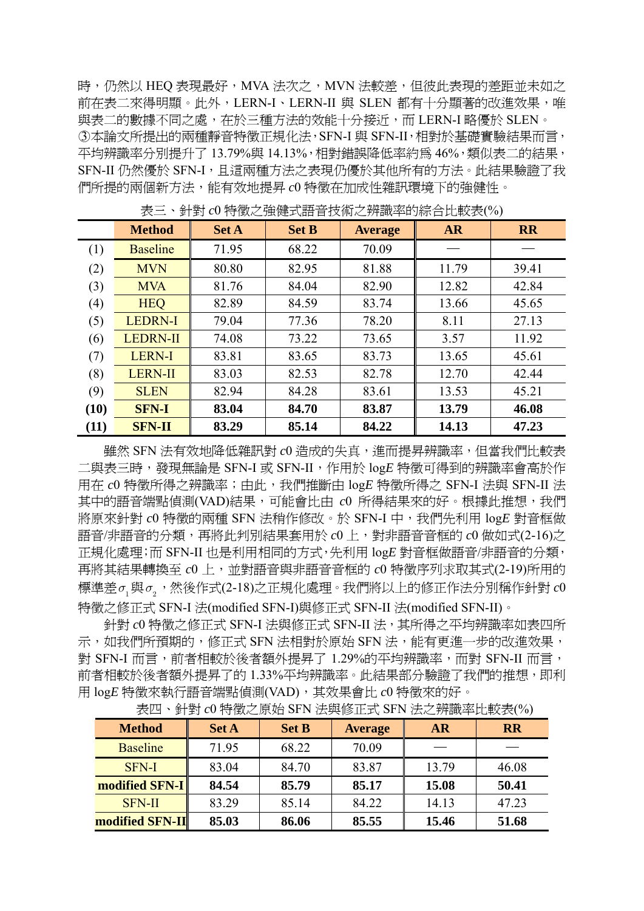時，仍然以 HEQ 表現最好，MVA 法次之，MVN 法較差，但彼此表現的差距並未如之前在表二來得明顯。此外，LERN-I、LERN-II 與 SLEN 都有十分顯著的改進效果，唯與表二的數據不同之處，在於三種方法的效能十分接近，而 LERN-I 略優於 SLEN。

③本論文所提出的兩種靜音特徵正規化法，SFN-I 與 SFN-II，相對於基礎實驗結果而言，平均辨識率分別提升了 13.79%與 14.13%，相對錯誤降低率約爲 46%，類似表二的結果，SFN-II 仍然優於 SFN-I，且這兩種方法之表現仍優於其他所有的方法。此結果驗證了我們所提的兩個新方法，能有效地提昇 *c*0 特徵在加成性雜訊環境下的強健性。

表三、針對 *c*0 特徵之強健式語音技術之辨識率的綜合比較表(%)

| | Method | Set A | Set B | Average | AR | RR |
|---|---|---|---|---|---|---|
| (1) | Baseline | 71.95 | 68.22 | 70.09 | — | — |
| (2) | MVN | 80.80 | 82.95 | 81.88 | 11.79 | 39.41 |
| (3) | MVA | 81.76 | 84.04 | 82.90 | 12.82 | 42.84 |
| (4) | HEQ | 82.89 | 84.59 | 83.74 | 13.66 | 45.65 |
| (5) | LEDRN-I | 79.04 | 77.36 | 78.20 | 8.11 | 27.13 |
| (6) | LEDRN-II | 74.08 | 73.22 | 73.65 | 3.57 | 11.92 |
| (7) | LERN-I | 83.81 | 83.65 | 83.73 | 13.65 | 45.61 |
| (8) | LERN-II | 83.03 | 82.53 | 82.78 | 12.70 | 42.44 |
| (9) | SLEN | 82.94 | 84.28 | 83.61 | 13.53 | 45.21 |
| **(10)** | **SFN-I** | **83.04** | **84.70** | **83.87** | **13.79** | **46.08** |
| **(11)** | **SFN-II** | **83.29** | **85.14** | **84.22** | **14.13** | **47.23** |

雖然 SFN 法有效地降低雜訊對 *c*0 造成的失真，進而提昇辨識率，但當我們比較表二與表三時，發現無論是 SFN-I 或 SFN-II，作用於 log*E* 特徵可得到的辨識率會高於作用在 *c*0 特徵所得之辨識率；由此，我們推斷由 log*E* 特徵所得之 SFN-I 法與 SFN-II 法其中的語音端點偵測(VAD)結果，可能會比由 *c*0 所得結果來的好。根據此推想，我們將原來針對 *c*0 特徵的兩種 SFN 法稍作修改。於 SFN-I 中，我們先利用 log*E* 對音框做語音/非語音的分類，再將此判別結果套用於 *c*0 上，對非語音音框的 *c*0 做如式(2-16)之正規化處理；而 SFN-II 也是利用相同的方式，先利用 log*E* 對音框做語音/非語音的分類，再將其結果轉換至 *c*0 上，並對語音與非語音音框的 *c*0 特徵序列求取其式(2-19)所用的標準差$\sigma_1$與$\sigma_2$，然後作式(2-18)之正規化處理。我們將以上的修正作法分別稱作針對 *c*0 特徵之修正式 SFN-I 法(modified SFN-I)與修正式 SFN-II 法(modified SFN-II)。

針對 *c*0 特徵之修正式 SFN-I 法與修正式 SFN-II 法，其所得之平均辨識率如表四所示，如我們所預期的，修正式 SFN 法相對於原始 SFN 法，能有更進一步的改進效果，對 SFN-I 而言，前者相較於後者額外提昇了 1.29%的平均辨識率，而對 SFN-II 而言，前者相較於後者額外提昇了的 1.33%平均辨識率。此結果部分驗證了我們的推想，即利用 log*E* 特徵來執行語音端點偵測(VAD)，其效果會比 *c*0 特徵來的好。

表四、針對 *c*0 特徵之原始 SFN 法與修正式 SFN 法之辨識率比較表(%)

| Method | Set A | Set B | Average | AR | RR |
|---|---|---|---|---|---|
| Baseline | 71.95 | 68.22 | 70.09 | — | — |
| SFN-I | 83.04 | 84.70 | 83.87 | 13.79 | 46.08 |
| **modified SFN-I** | **84.54** | **85.79** | **85.17** | **15.08** | **50.41** |
| SFN-II | 83.29 | 85.14 | 84.22 | 14.13 | 47.23 |
| **modified SFN-II** | **85.03** | **86.06** | **85.55** | **15.46** | **51.68** |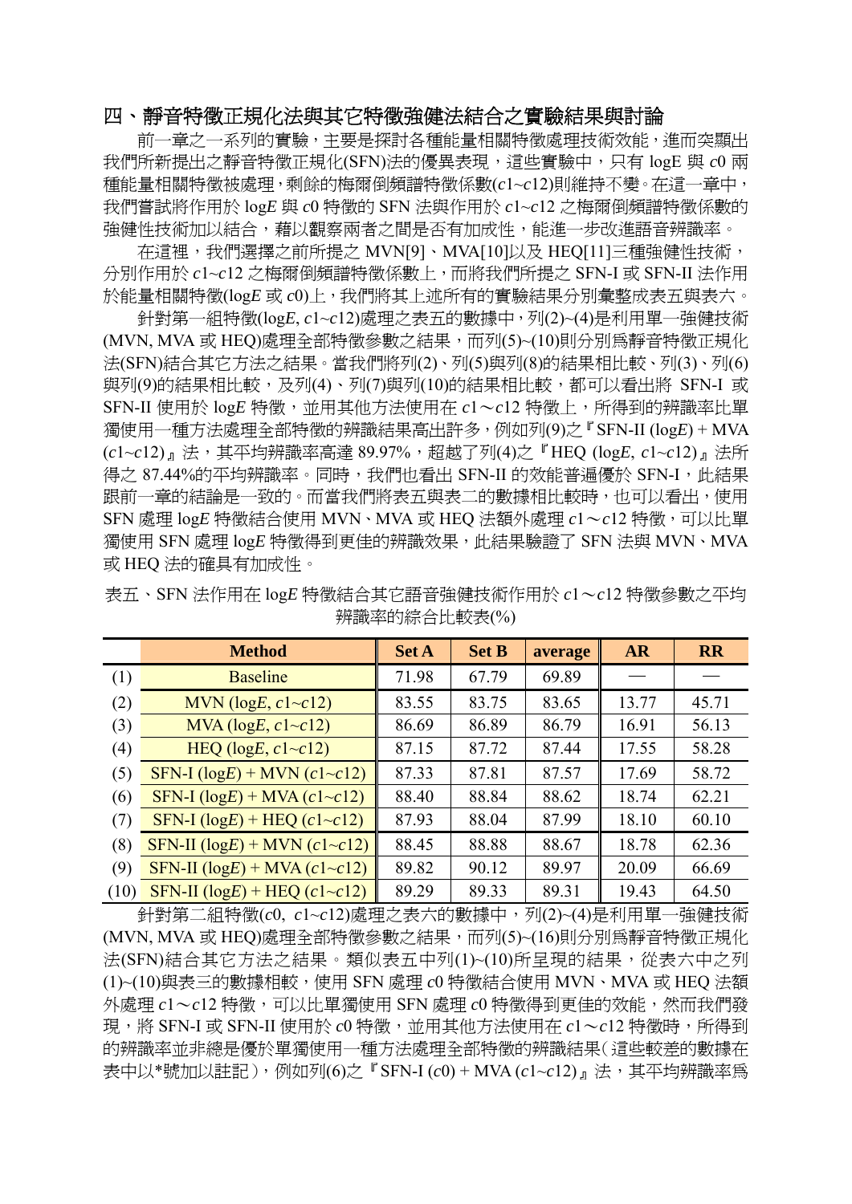## 四、靜音特徵正規化法與其它特徵強健法結合之實驗結果與討論

前一章之一系列的實驗，主要是探討各種能量相關特徵處理技術效能，進而突顯出我們所新提出之靜音特徵正規化(SFN)法的優異表現，這些實驗中，只有 log$E$ 與 $c0$ 兩種能量相關特徵被處理，剩餘的梅爾倒頻譜特徵係數($c1$~$c12$)則維持不變。在這一章中，我們嘗試將作用於 log$E$ 與 $c0$ 特徵的 SFN 法與作用於 $c1$~$c12$ 之梅爾倒頻譜特徵係數的強健性技術加以結合，藉以觀察兩者之間是否有加成性，能進一步改進語音辨識率。

在這裡，我們選擇之前所提之 MVN[9]、MVA[10]以及 HEQ[11]三種強健性技術，分別作用於 $c1$~$c12$ 之梅爾倒頻譜特徵係數上，而將我們所提之 SFN-I 或 SFN-II 法作用於能量相關特徵(log$E$ 或 $c0$)上，我們將其上述所有的實驗結果分別彙整成表五與表六。

針對第一組特徵(log$E$, $c1$~$c12$)處理之表五的數據中，列(2)~(4)是利用單一強健技術(MVN, MVA 或 HEQ)處理全部特徵參數之結果，而列(5)~(10)則分別爲靜音特徵正規化法(SFN)結合其它方法之結果。當我們將列(2)、列(5)與列(8)的結果相比較、列(3)、列(6)與列(9)的結果相比較，及列(4)、列(7)與列(10)的結果相比較，都可以看出將 SFN-I 或 SFN-II 使用於 log$E$ 特徵，並用其他方法使用在 $c1$～$c12$ 特徵上，所得到的辨識率比單獨使用一種方法處理全部特徵的辨識結果高出許多，例如列(9)之『SFN-II (log$E$) + MVA ($c1$~$c12$)』法，其平均辨識率高達 89.97%，超越了列(4)之『HEQ (log$E$, $c1$~$c12$)』法所得之 87.44%的平均辨識率。同時，我們也看出 SFN-II 的效能普遍優於 SFN-I，此結果跟前一章的結論是一致的。而當我們將表五與表二的數據相比較時，也可以看出，使用 SFN 處理 log$E$ 特徵結合使用 MVN、MVA 或 HEQ 法額外處理 $c1$～$c12$ 特徵，可以比單獨使用 SFN 處理 log$E$ 特徵得到更佳的辨識效果，此結果驗證了 SFN 法與 MVN、MVA 或 HEQ 法的確具有加成性。

表五、SFN 法作用在 log$E$ 特徵結合其它語音強健技術作用於 $c1$～$c12$ 特徵參數之平均辨識率的綜合比較表(%)

| | Method | Set A | Set B | average | AR | RR |
|---|---|---|---|---|---|---|
| (1) | Baseline | 71.98 | 67.79 | 69.89 | — | — |
| (2) | MVN (log$E$, $c1$~$c12$) | 83.55 | 83.75 | 83.65 | 13.77 | 45.71 |
| (3) | MVA (log$E$, $c1$~$c12$) | 86.69 | 86.89 | 86.79 | 16.91 | 56.13 |
| (4) | HEQ (log$E$, $c1$~$c12$) | 87.15 | 87.72 | 87.44 | 17.55 | 58.28 |
| (5) | SFN-I (log$E$) + MVN ($c1$~$c12$) | 87.33 | 87.81 | 87.57 | 17.69 | 58.72 |
| (6) | SFN-I (log$E$) + MVA ($c1$~$c12$) | 88.40 | 88.84 | 88.62 | 18.74 | 62.21 |
| (7) | SFN-I (log$E$) + HEQ ($c1$~$c12$) | 87.93 | 88.04 | 87.99 | 18.10 | 60.10 |
| (8) | SFN-II (log$E$) + MVN ($c1$~$c12$) | 88.45 | 88.88 | 88.67 | 18.78 | 62.36 |
| (9) | SFN-II (log$E$) + MVA ($c1$~$c12$) | 89.82 | 90.12 | 89.97 | 20.09 | 66.69 |
| (10) | SFN-II (log$E$) + HEQ ($c1$~$c12$) | 89.29 | 89.33 | 89.31 | 19.43 | 64.50 |

針對第二組特徵($c0$, $c1$~$c12$)處理之表六的數據中，列(2)~(4)是利用單一強健技術(MVN, MVA 或 HEQ)處理全部特徵參數之結果，而列(5)~(16)則分別爲靜音特徵正規化法(SFN)結合其它方法之結果。類似表五中列(1)~(10)所呈現的結果，從表六中之列(1)~(10)與表三的數據相較，使用 SFN 處理 $c0$ 特徵結合使用 MVN、MVA 或 HEQ 法額外處理 $c1$～$c12$ 特徵，可以比單獨使用 SFN 處理 $c0$ 特徵得到更佳的效能，然而我們發現，將 SFN-I 或 SFN-II 使用於 $c0$ 特徵，並用其他方法使用在 $c1$～$c12$ 特徵時，所得到的辨識率並非總是優於單獨使用一種方法處理全部特徵的辨識結果（這些較差的數據在表中以*號加以註記），例如列(6)之『SFN-I ($c0$) + MVA ($c1$~$c12$)』法，其平均辨識率爲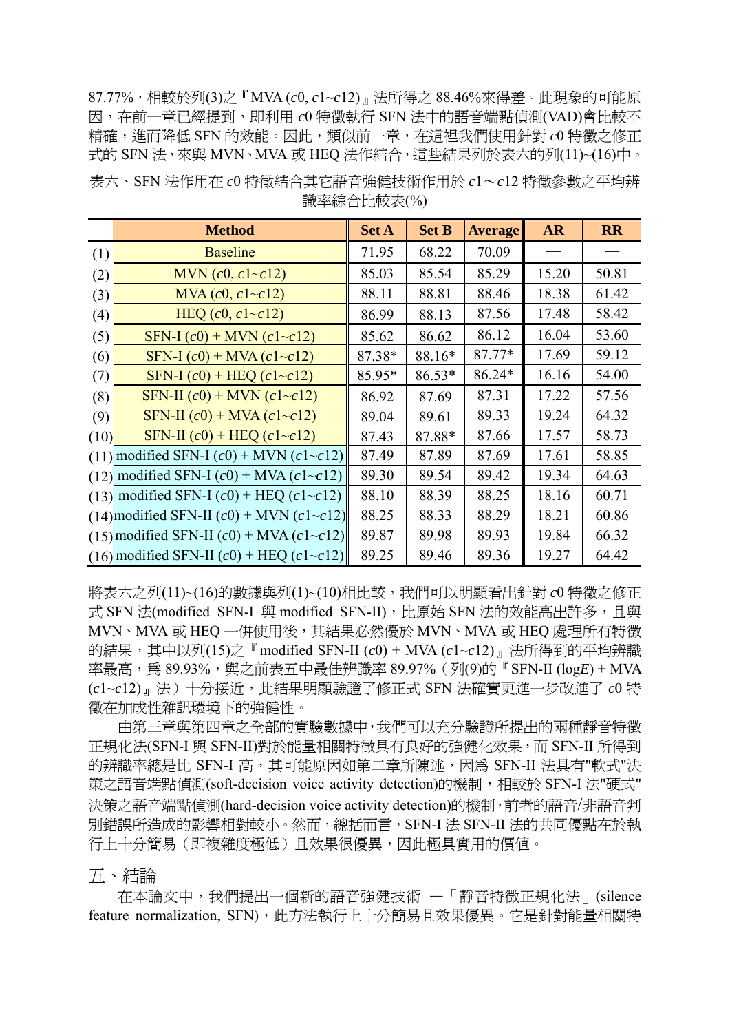87.77%，相較於列(3)之『MVA ($c0$, $c1$~$c12$)』法所得之 88.46%來得差。此現象的可能原因，在前一章已經提到，即利用 $c0$ 特徵執行 SFN 法中的語音端點偵測(VAD)會比較不精確，進而降低 SFN 的效能。因此，類似前一章，在這裡我們使用針對 $c0$ 特徵之修正式的 SFN 法，來與 MVN、MVA 或 HEQ 法作結合，這些結果列於表六的列(11)~(16)中。

表六、SFN 法作用在 $c0$ 特徵結合其它語音強健技術作用於 $c1$～$c12$ 特徵參數之平均辨識率綜合比較表(%)

| | Method | Set A | Set B | Average | AR | RR |
|---|---|---|---|---|---|---|
| (1) | Baseline | 71.95 | 68.22 | 70.09 | — | — |
| (2) | MVN ($c0$, $c1$~$c12$) | 85.03 | 85.54 | 85.29 | 15.20 | 50.81 |
| (3) | MVA ($c0$, $c1$~$c12$) | 88.11 | 88.81 | 88.46 | 18.38 | 61.42 |
| (4) | HEQ ($c0$, $c1$~$c12$) | 86.99 | 88.13 | 87.56 | 17.48 | 58.42 |
| (5) | SFN-I ($c0$) + MVN ($c1$~$c12$) | 85.62 | 86.62 | 86.12 | 16.04 | 53.60 |
| (6) | SFN-I ($c0$) + MVA ($c1$~$c12$) | 87.38* | 88.16* | 87.77* | 17.69 | 59.12 |
| (7) | SFN-I ($c0$) + HEQ ($c1$~$c12$) | 85.95* | 86.53* | 86.24* | 16.16 | 54.00 |
| (8) | SFN-II ($c0$) + MVN ($c1$~$c12$) | 86.92 | 87.69 | 87.31 | 17.22 | 57.56 |
| (9) | SFN-II ($c0$) + MVA ($c1$~$c12$) | 89.04 | 89.61 | 89.33 | 19.24 | 64.32 |
| (10) | SFN-II ($c0$) + HEQ ($c1$~$c12$) | 87.43 | 87.88* | 87.66 | 17.57 | 58.73 |
| (11) | modified SFN-I ($c0$) + MVN ($c1$~$c12$) | 87.49 | 87.89 | 87.69 | 17.61 | 58.85 |
| (12) | modified SFN-I ($c0$) + MVA ($c1$~$c12$) | 89.30 | 89.54 | 89.42 | 19.34 | 64.63 |
| (13) | modified SFN-I ($c0$) + HEQ ($c1$~$c12$) | 88.10 | 88.39 | 88.25 | 18.16 | 60.71 |
| (14) | modified SFN-II ($c0$) + MVN ($c1$~$c12$) | 88.25 | 88.33 | 88.29 | 18.21 | 60.86 |
| (15) | modified SFN-II ($c0$) + MVA ($c1$~$c12$) | 89.87 | 89.98 | 89.93 | 19.84 | 66.32 |
| (16) | modified SFN-II ($c0$) + HEQ ($c1$~$c12$) | 89.25 | 89.46 | 89.36 | 19.27 | 64.42 |

將表六之列(11)~(16)的數據與列(1)~(10)相比較，我們可以明顯看出針對 $c0$ 特徵之修正式 SFN 法(modified SFN-I 與 modified SFN-II)，比原始 SFN 法的效能高出許多，且與 MVN、MVA 或 HEQ 一併使用後，其結果必然優於 MVN、MVA 或 HEQ 處理所有特徵的結果，其中以列(15)之『modified SFN-II ($c0$) + MVA ($c1$~$c12$)』法所得到的平均辨識率最高，為 89.93%，與之前表五中最佳辨識率 89.97%（列(9)的『SFN-II (log$E$) + MVA ($c1$~$c12$)』法）十分接近，此結果明顯驗證了修正式 SFN 法確實更進一步改進了 $c0$ 特徵在加成性雜訊環境下的強健性。

由第三章與第四章之全部的實驗數據中，我們可以充分驗證所提出的兩種靜音特徵正規化法(SFN-I 與 SFN-II)對於能量相關特徵具有良好的強健化效果，而 SFN-II 所得到的辨識率總是比 SFN-I 高，其可能原因如第二章所陳述，因為 SFN-II 法具有"軟式"決策之語音端點偵測(soft-decision voice activity detection)的機制，相較於 SFN-I 法"硬式"決策之語音端點偵測(hard-decision voice activity detection)的機制，前者的語音/非語音判別錯誤所造成的影響相對較小。然而，總括而言，SFN-I 法 SFN-II 法的共同優點在於執行上十分簡易（即複雜度極低）且效果很優異，因此極具實用的價值。

## 五、結論

在本論文中，我們提出一個新的語音強健技術 —「靜音特徵正規化法」(silence feature normalization, SFN)，此方法執行上十分簡易且效果優異。它是針對能量相關特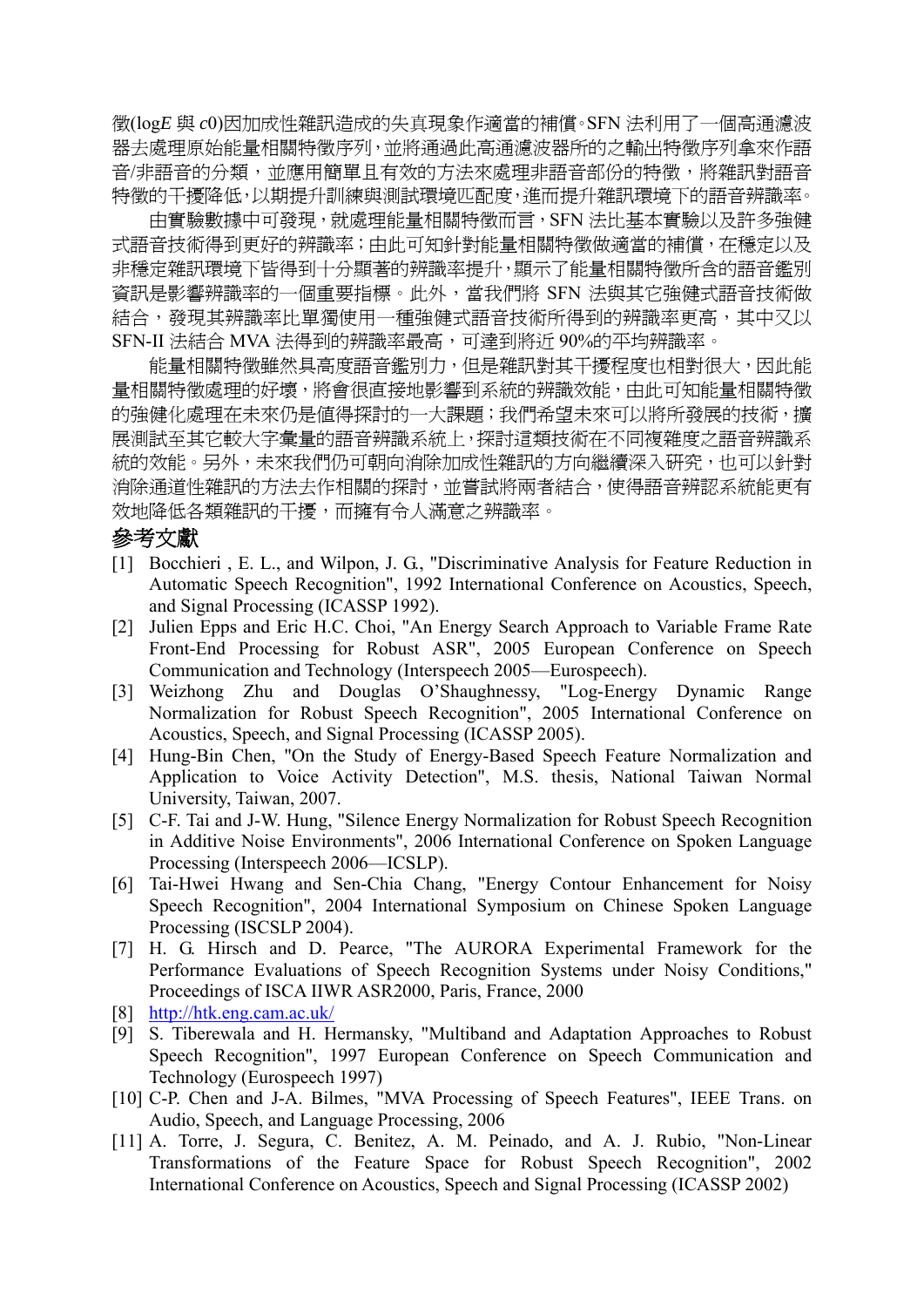徵(log*E* 與 *c*0)因加成性雜訊造成的失真現象作適當的補償。SFN 法利用了一個高通濾波器去處理原始能量相關特徵序列，並將通過此高通濾波器所的之輸出特徵序列拿來作語音/非語音的分類，並應用簡單且有效的方法來處理非語音部份的特徵，將雜訊對語音特徵的干擾降低，以期提升訓練與測試環境匹配度，進而提升雜訊環境下的語音辨識率。

由實驗數據中可發現，就處理能量相關特徵而言，SFN 法比基本實驗以及許多強健式語音技術得到更好的辨識率；由此可知針對能量相關特徵做適當的補償，在穩定以及非穩定雜訊環境下皆得到十分顯著的辨識率提升，顯示了能量相關特徵所含的語音鑑別資訊是影響辨識率的一個重要指標。此外，當我們將 SFN 法與其它強健式語音技術做結合，發現其辨識率比單獨使用一種強健式語音技術所得到的辨識率更高，其中又以 SFN-II 法結合 MVA 法得到的辨識率最高，可達到將近 90%的平均辨識率。

能量相關特徵雖然具高度語音鑑別力，但是雜訊對其干擾程度也相對很大，因此能量相關特徵處理的好壞，將會很直接地影響到系統的辨識效能，由此可知能量相關特徵的強健化處理在未來仍是值得探討的一大課題；我們希望未來可以將所發展的技術，擴展測試至其它較大字彙量的語音辨識系統上，探討這類技術在不同複雜度之語音辨識系統的效能。另外，未來我們仍可朝向消除加成性雜訊的方向繼續深入研究，也可以針對消除通道性雜訊的方法去作相關的探討，並嘗試將兩者結合，使得語音辨認系統能更有效地降低各類雜訊的干擾，而擁有令人滿意之辨識率。

## 參考文獻

[1] Bocchieri , E. L., and Wilpon, J. G., "Discriminative Analysis for Feature Reduction in Automatic Speech Recognition", 1992 International Conference on Acoustics, Speech, and Signal Processing (ICASSP 1992).

[2] Julien Epps and Eric H.C. Choi, "An Energy Search Approach to Variable Frame Rate Front-End Processing for Robust ASR", 2005 European Conference on Speech Communication and Technology (Interspeech 2005—Eurospeech).

[3] Weizhong Zhu and Douglas O'Shaughnessy, "Log-Energy Dynamic Range Normalization for Robust Speech Recognition", 2005 International Conference on Acoustics, Speech, and Signal Processing (ICASSP 2005).

[4] Hung-Bin Chen, "On the Study of Energy-Based Speech Feature Normalization and Application to Voice Activity Detection", M.S. thesis, National Taiwan Normal University, Taiwan, 2007.

[5] C-F. Tai and J-W. Hung, "Silence Energy Normalization for Robust Speech Recognition in Additive Noise Environments", 2006 International Conference on Spoken Language Processing (Interspeech 2006—ICSLP).

[6] Tai-Hwei Hwang and Sen-Chia Chang, "Energy Contour Enhancement for Noisy Speech Recognition", 2004 International Symposium on Chinese Spoken Language Processing (ISCSLP 2004).

[7] H. G. Hirsch and D. Pearce, "The AURORA Experimental Framework for the Performance Evaluations of Speech Recognition Systems under Noisy Conditions," Proceedings of ISCA IIWR ASR2000, Paris, France, 2000

[8] http://htk.eng.cam.ac.uk/

[9] S. Tiberewala and H. Hermansky, "Multiband and Adaptation Approaches to Robust Speech Recognition", 1997 European Conference on Speech Communication and Technology (Eurospeech 1997)

[10] C-P. Chen and J-A. Bilmes, "MVA Processing of Speech Features", IEEE Trans. on Audio, Speech, and Language Processing, 2006

[11] A. Torre, J. Segura, C. Benitez, A. M. Peinado, and A. J. Rubio, "Non-Linear Transformations of the Feature Space for Robust Speech Recognition", 2002 International Conference on Acoustics, Speech and Signal Processing (ICASSP 2002)